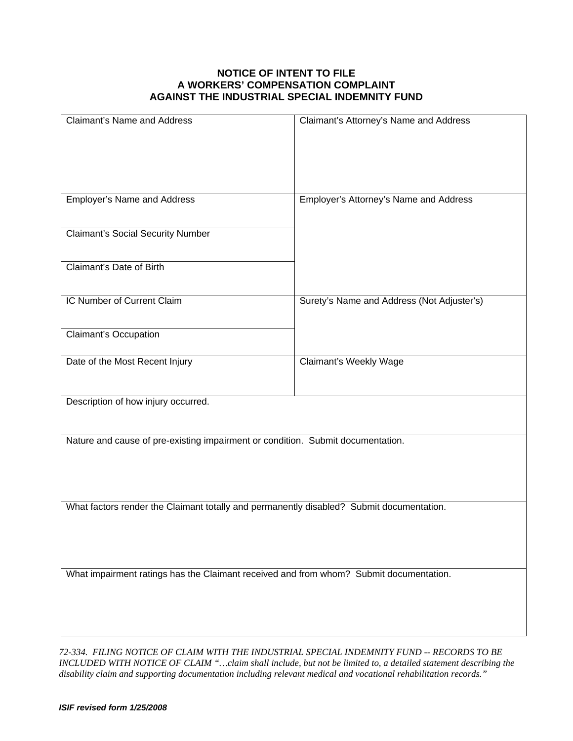# NOTICE OF INTENT TO FILE
# A WORKERS' COMPENSATION COMPLAINT
# AGAINST THE INDUSTRIAL SPECIAL INDEMNITY FUND

| Claimant's Name and Address | Claimant's Attorney's Name and Address |
|---|---|
| Employer's Name and Address | Employer's Attorney's Name and Address |
| Claimant's Social Security Number | |
| Claimant's Date of Birth | |
| IC Number of Current Claim | Surety's Name and Address (Not Adjuster's) |
| Claimant's Occupation | |
| Date of the Most Recent Injury | Claimant's Weekly Wage |
| Description of how injury occurred. | |
| Nature and cause of pre-existing impairment or condition. Submit documentation. | |
| What factors render the Claimant totally and permanently disabled? Submit documentation. | |
| What impairment ratings has the Claimant received and from whom? Submit documentation. | |

*72-334. FILING NOTICE OF CLAIM WITH THE INDUSTRIAL SPECIAL INDEMNITY FUND -- RECORDS TO BE INCLUDED WITH NOTICE OF CLAIM "…claim shall include, but not be limited to, a detailed statement describing the disability claim and supporting documentation including relevant medical and vocational rehabilitation records."*

***ISIF revised form 1/25/2008***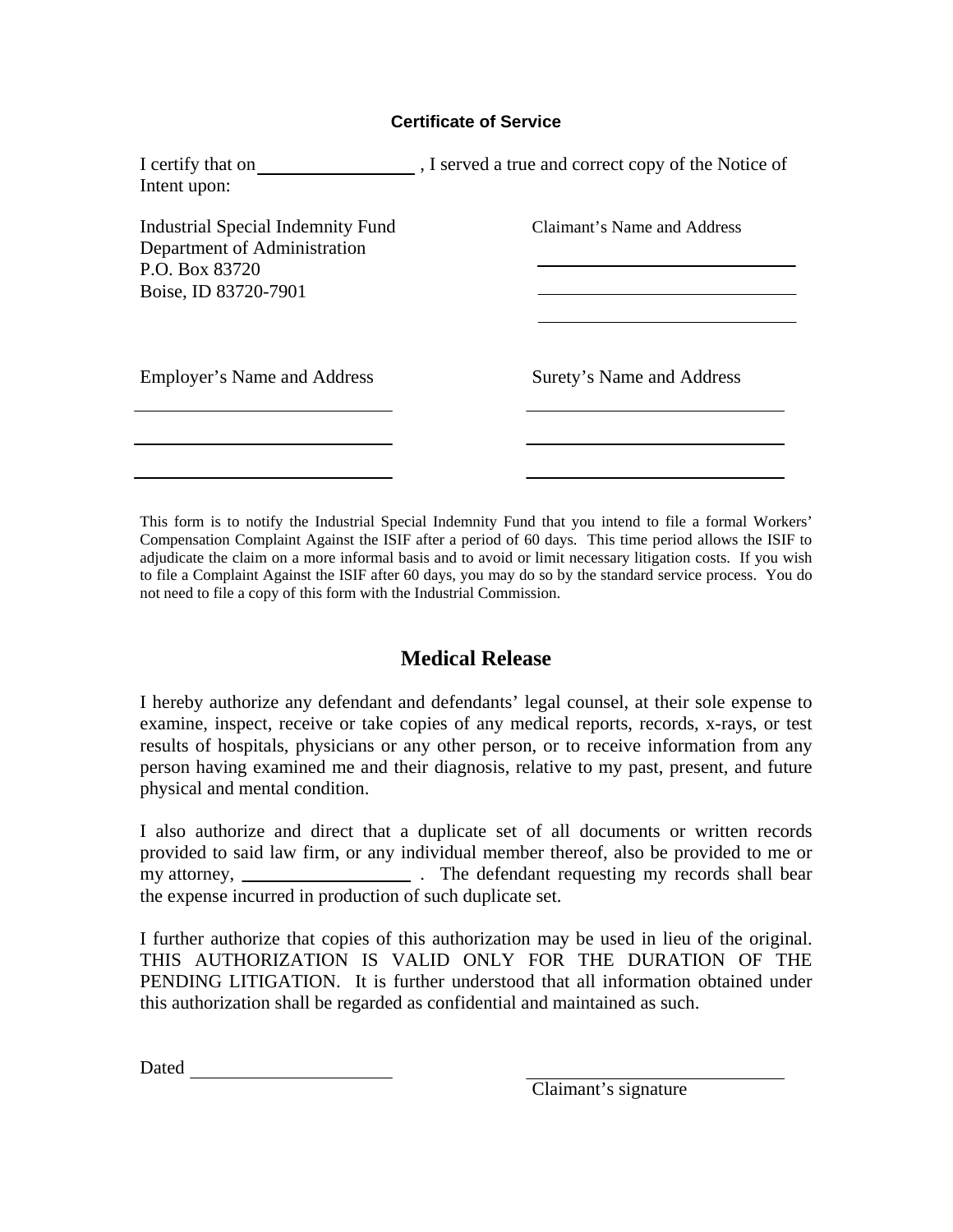### Certificate of Service

I certify that on ________________ , I served a true and correct copy of the Notice of Intent upon:

| | |
|---|---|
| Industrial Special Indemnity Fund<br>Department of Administration<br>P.O. Box 83720<br>Boise, ID 83720-7901 | Claimant's Name and Address<br>____________________________<br>____________________________<br>____________________________ |
| Employer's Name and Address<br>____________________________<br>____________________________<br>____________________________ | Surety's Name and Address<br>____________________________<br>____________________________<br>____________________________ |

This form is to notify the Industrial Special Indemnity Fund that you intend to file a formal Workers' Compensation Complaint Against the ISIF after a period of 60 days. This time period allows the ISIF to adjudicate the claim on a more informal basis and to avoid or limit necessary litigation costs. If you wish to file a Complaint Against the ISIF after 60 days, you may do so by the standard service process. You do not need to file a copy of this form with the Industrial Commission.

## Medical Release

I hereby authorize any defendant and defendants' legal counsel, at their sole expense to examine, inspect, receive or take copies of any medical reports, records, x-rays, or test results of hospitals, physicians or any other person, or to receive information from any person having examined me and their diagnosis, relative to my past, present, and future physical and mental condition.

I also authorize and direct that a duplicate set of all documents or written records provided to said law firm, or any individual member thereof, also be provided to me or my attorney, ________________ . The defendant requesting my records shall bear the expense incurred in production of such duplicate set.

I further authorize that copies of this authorization may be used in lieu of the original. THIS AUTHORIZATION IS VALID ONLY FOR THE DURATION OF THE PENDING LITIGATION. It is further understood that all information obtained under this authorization shall be regarded as confidential and maintained as such.

Dated ____________________

____________________________
Claimant's signature